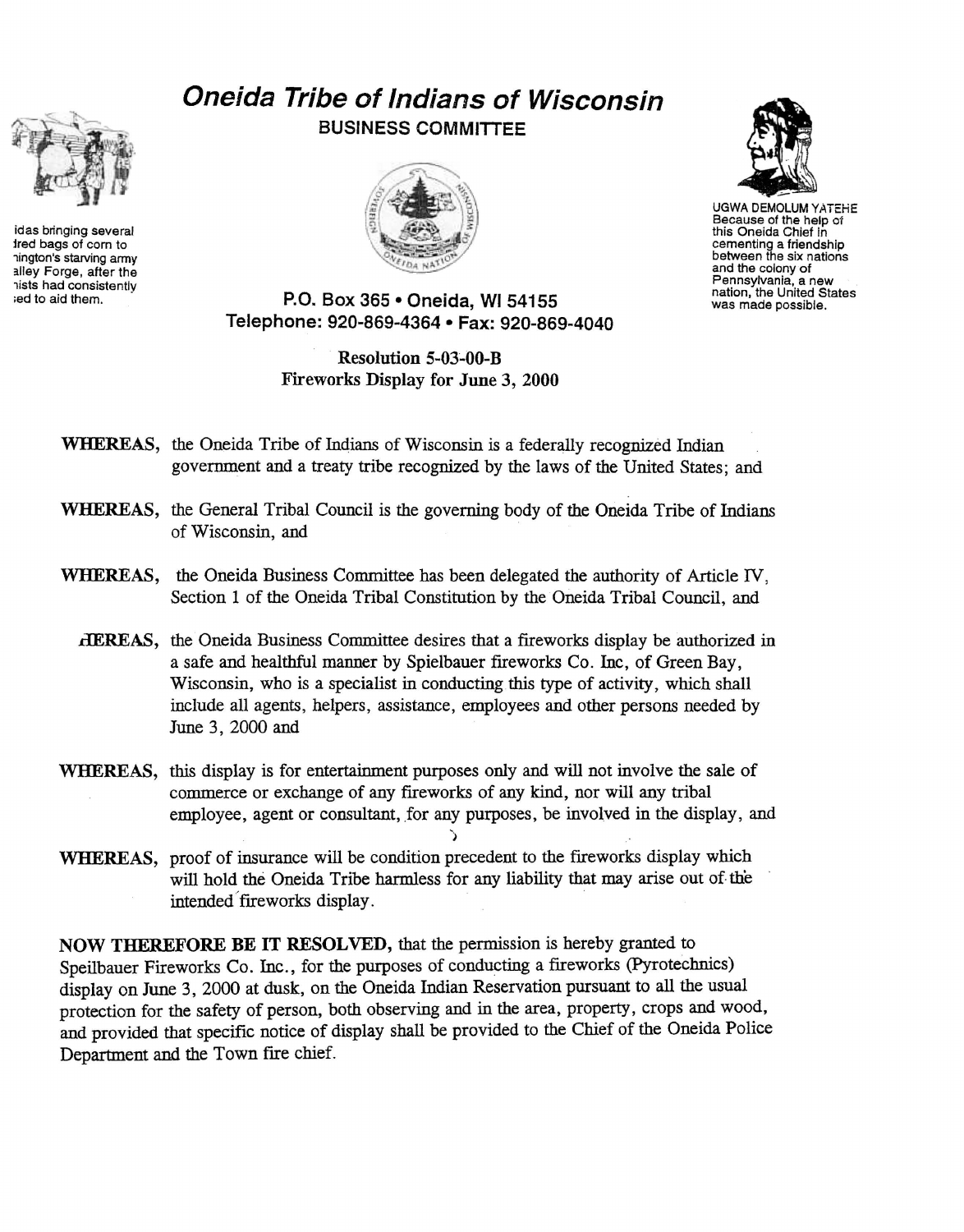idas bringing several ired bags of corn to nington's starving army alley Forge, after the nists had consistently sed to aid them.

# Oneida Tribe of Indians of Wisconsin

**BUSINESS COMMITTEE**

UGWA DEMOLUM YATEHE
Because of the help of this Oneida Chief in cementing a friendship between the six nations and the colony of Pennsylvania, a new nation, the United States was made possible.

P.O. Box 365 • Oneida, WI 54155
Telephone: 920-869-4364 • Fax: 920-869-4040

**Resolution 5-03-00-B**
**Fireworks Display for June 3, 2000**

**WHEREAS,** the Oneida Tribe of Indians of Wisconsin is a federally recognized Indian government and a treaty tribe recognized by the laws of the United States; and

**WHEREAS,** the General Tribal Council is the governing body of the Oneida Tribe of Indians of Wisconsin, and

**WHEREAS,** the Oneida Business Committee has been delegated the authority of Article IV, Section 1 of the Oneida Tribal Constitution by the Oneida Tribal Council, and

**WHEREAS,** the Oneida Business Committee desires that a fireworks display be authorized in a safe and healthful manner by Spielbauer fireworks Co. Inc, of Green Bay, Wisconsin, who is a specialist in conducting this type of activity, which shall include all agents, helpers, assistance, employees and other persons needed by June 3, 2000 and

**WHEREAS,** this display is for entertainment purposes only and will not involve the sale of commerce or exchange of any fireworks of any kind, nor will any tribal employee, agent or consultant, for any purposes, be involved in the display, and

**WHEREAS,** proof of insurance will be condition precedent to the fireworks display which will hold the Oneida Tribe harmless for any liability that may arise out of the intended fireworks display.

**NOW THEREFORE BE IT RESOLVED,** that the permission is hereby granted to Speilbauer Fireworks Co. Inc., for the purposes of conducting a fireworks (Pyrotechnics) display on June 3, 2000 at dusk, on the Oneida Indian Reservation pursuant to all the usual protection for the safety of person, both observing and in the area, property, crops and wood, and provided that specific notice of display shall be provided to the Chief of the Oneida Police Department and the Town fire chief.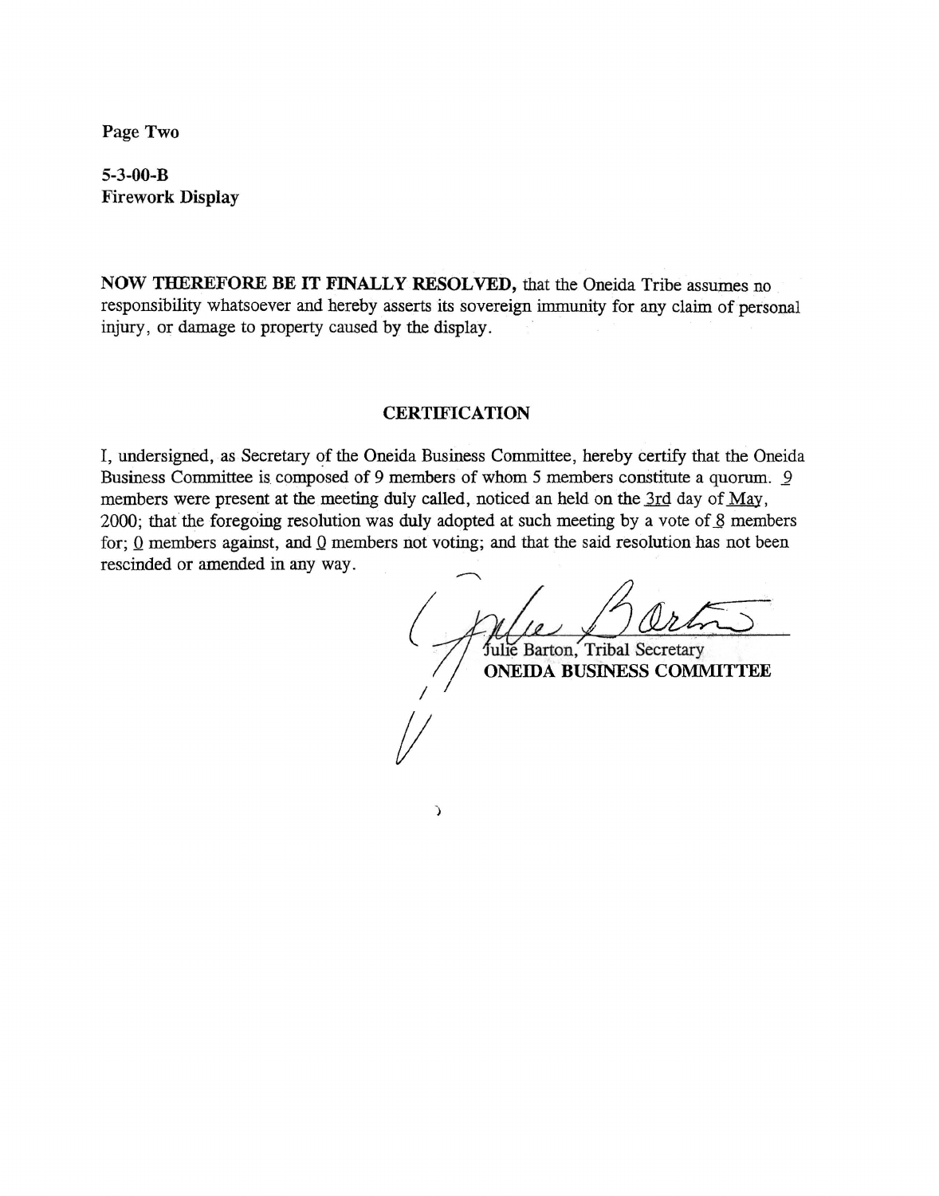Page Two

**5-3-00-B**
**Firework Display**

**NOW THEREFORE BE IT FINALLY RESOLVED,** that the Oneida Tribe assumes no responsibility whatsoever and hereby asserts its sovereign immunity for any claim of personal injury, or damage to property caused by the display.

**CERTIFICATION**

I, undersigned, as Secretary of the Oneida Business Committee, hereby certify that the Oneida Business Committee is composed of 9 members of whom 5 members constitute a quorum. 9 members were present at the meeting duly called, noticed an held on the 3rd day of May, 2000; that the foregoing resolution was duly adopted at such meeting by a vote of 8 members for; 0 members against, and 0 members not voting; and that the said resolution has not been rescinded or amended in any way.

Julie Barton, Tribal Secretary
**ONEIDA BUSINESS COMMITTEE**